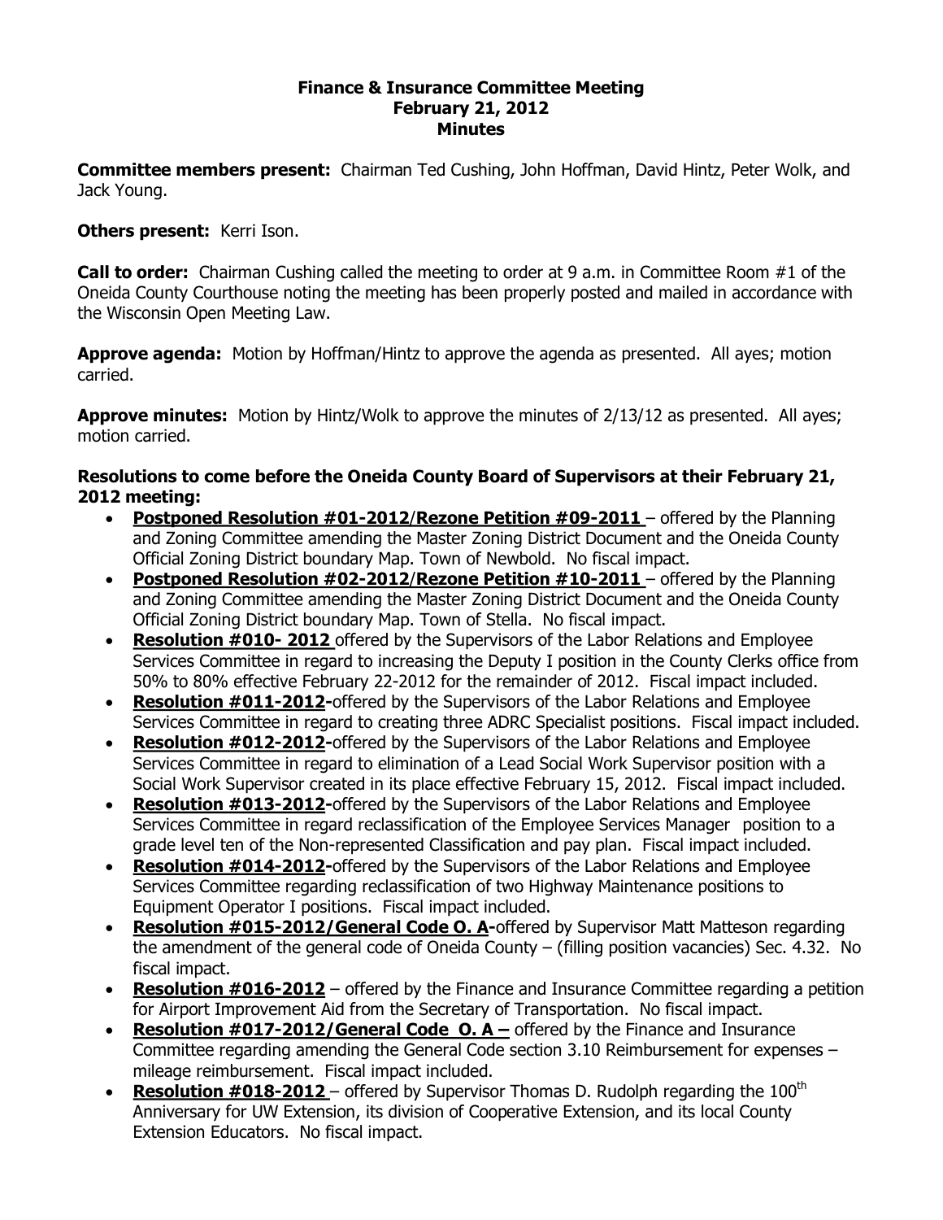# Finance & Insurance Committee Meeting
## February 21, 2012
## Minutes

**Committee members present:** Chairman Ted Cushing, John Hoffman, David Hintz, Peter Wolk, and Jack Young.

**Others present:** Kerri Ison.

**Call to order:** Chairman Cushing called the meeting to order at 9 a.m. in Committee Room #1 of the Oneida County Courthouse noting the meeting has been properly posted and mailed in accordance with the Wisconsin Open Meeting Law.

**Approve agenda:** Motion by Hoffman/Hintz to approve the agenda as presented. All ayes; motion carried.

**Approve minutes:** Motion by Hintz/Wolk to approve the minutes of 2/13/12 as presented. All ayes; motion carried.

**Resolutions to come before the Oneida County Board of Supervisors at their February 21, 2012 meeting:**

- **Postponed Resolution #01-2012/Rezone Petition #09-2011** – offered by the Planning and Zoning Committee amending the Master Zoning District Document and the Oneida County Official Zoning District boundary Map. Town of Newbold. No fiscal impact.
- **Postponed Resolution #02-2012/Rezone Petition #10-2011** – offered by the Planning and Zoning Committee amending the Master Zoning District Document and the Oneida County Official Zoning District boundary Map. Town of Stella. No fiscal impact.
- **Resolution #010- 2012** offered by the Supervisors of the Labor Relations and Employee Services Committee in regard to increasing the Deputy I position in the County Clerks office from 50% to 80% effective February 22-2012 for the remainder of 2012. Fiscal impact included.
- **Resolution #011-2012-**offered by the Supervisors of the Labor Relations and Employee Services Committee in regard to creating three ADRC Specialist positions. Fiscal impact included.
- **Resolution #012-2012-**offered by the Supervisors of the Labor Relations and Employee Services Committee in regard to elimination of a Lead Social Work Supervisor position with a Social Work Supervisor created in its place effective February 15, 2012. Fiscal impact included.
- **Resolution #013-2012-**offered by the Supervisors of the Labor Relations and Employee Services Committee in regard reclassification of the Employee Services Manager position to a grade level ten of the Non-represented Classification and pay plan. Fiscal impact included.
- **Resolution #014-2012-**offered by the Supervisors of the Labor Relations and Employee Services Committee regarding reclassification of two Highway Maintenance positions to Equipment Operator I positions. Fiscal impact included.
- **Resolution #015-2012/General Code O. A-**offered by Supervisor Matt Matteson regarding the amendment of the general code of Oneida County – (filling position vacancies) Sec. 4.32. No fiscal impact.
- **Resolution #016-2012** – offered by the Finance and Insurance Committee regarding a petition for Airport Improvement Aid from the Secretary of Transportation. No fiscal impact.
- **Resolution #017-2012/General Code O. A –** offered by the Finance and Insurance Committee regarding amending the General Code section 3.10 Reimbursement for expenses – mileage reimbursement. Fiscal impact included.
- **Resolution #018-2012** – offered by Supervisor Thomas D. Rudolph regarding the 100th Anniversary for UW Extension, its division of Cooperative Extension, and its local County Extension Educators. No fiscal impact.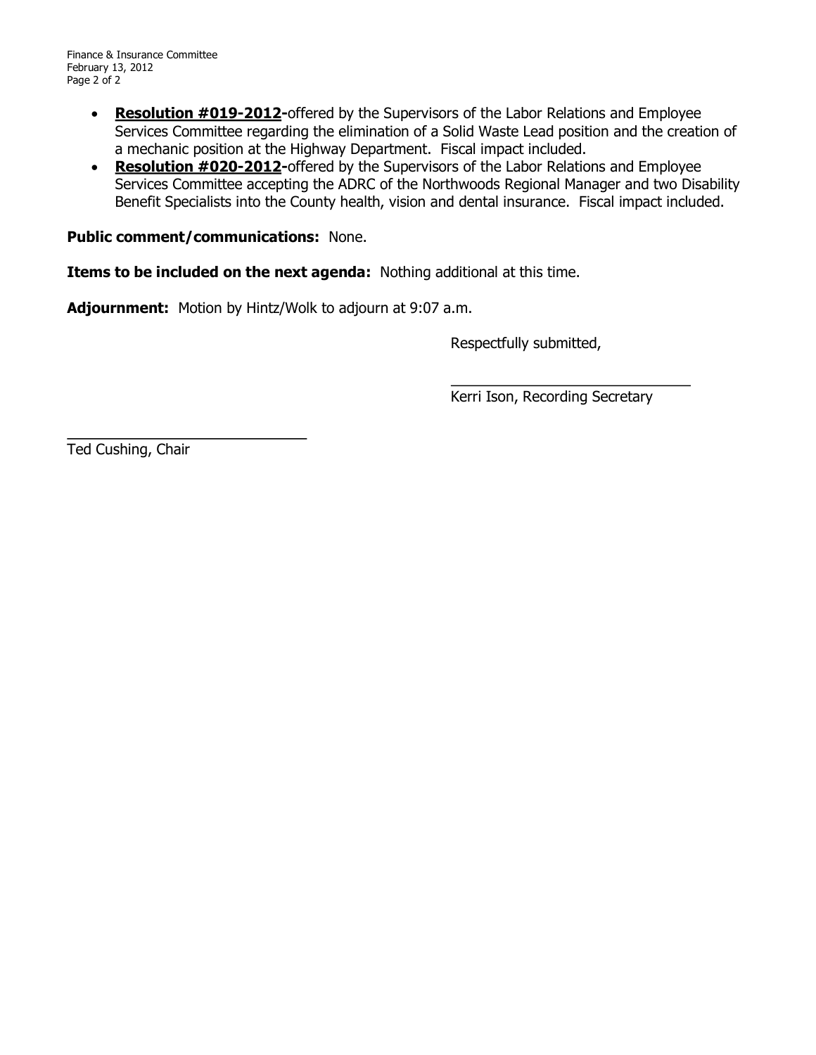- **Resolution #019-2012-**offered by the Supervisors of the Labor Relations and Employee Services Committee regarding the elimination of a Solid Waste Lead position and the creation of a mechanic position at the Highway Department. Fiscal impact included.
- **Resolution #020-2012-**offered by the Supervisors of the Labor Relations and Employee Services Committee accepting the ADRC of the Northwoods Regional Manager and two Disability Benefit Specialists into the County health, vision and dental insurance. Fiscal impact included.

**Public comment/communications:** None.

**Items to be included on the next agenda:** Nothing additional at this time.

**Adjournment:** Motion by Hintz/Wolk to adjourn at 9:07 a.m.

Respectfully submitted,

______________________________
Kerri Ison, Recording Secretary

______________________________
Ted Cushing, Chair